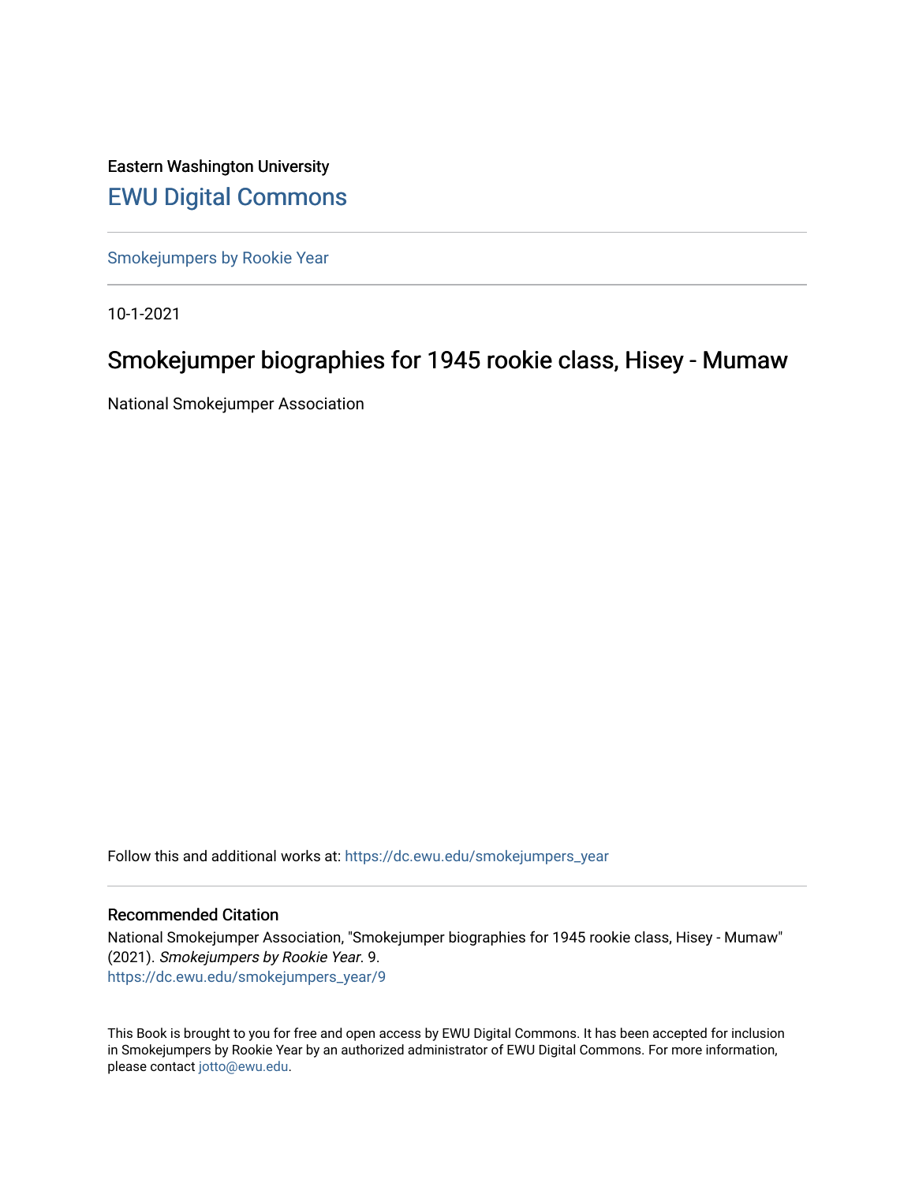Eastern Washington University

## EWU Digital Commons

Smokejumpers by Rookie Year

10-1-2021

# Smokejumper biographies for 1945 rookie class, Hisey - Mumaw

National Smokejumper Association

Follow this and additional works at: https://dc.ewu.edu/smokejumpers_year

### Recommended Citation

National Smokejumper Association, "Smokejumper biographies for 1945 rookie class, Hisey - Mumaw" (2021). *Smokejumpers by Rookie Year*. 9.
https://dc.ewu.edu/smokejumpers_year/9

This Book is brought to you for free and open access by EWU Digital Commons. It has been accepted for inclusion in Smokejumpers by Rookie Year by an authorized administrator of EWU Digital Commons. For more information, please contact jotto@ewu.edu.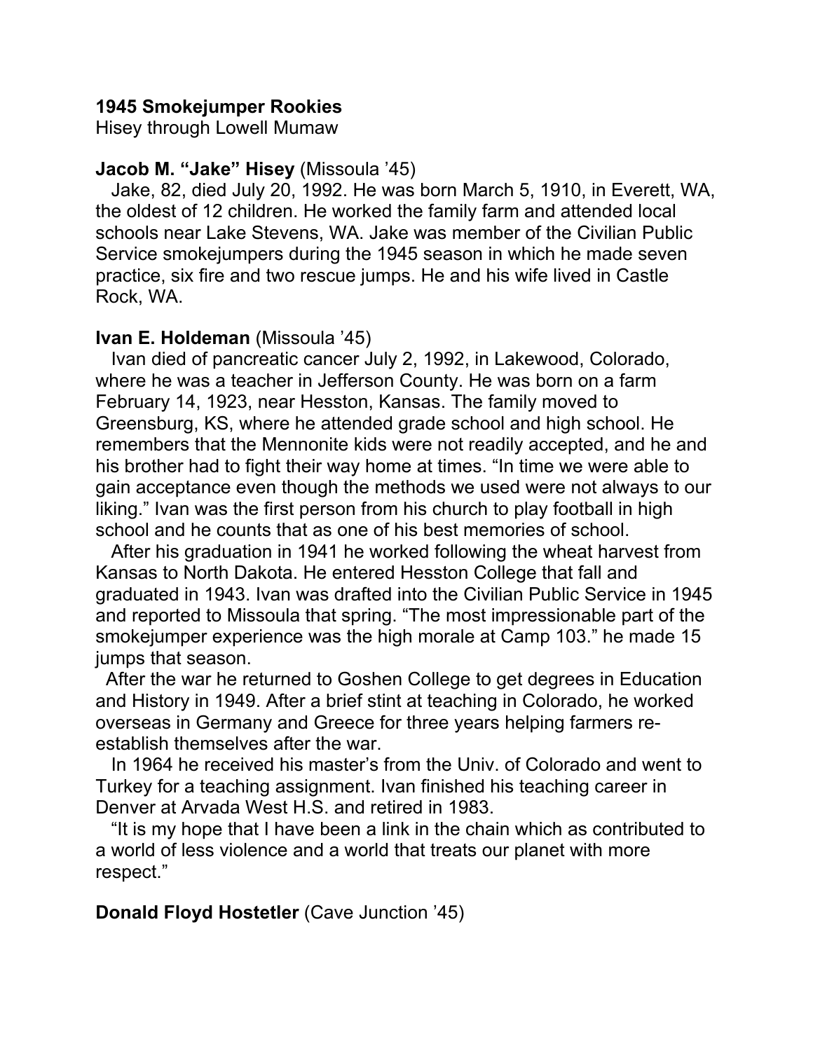**1945 Smokejumper Rookies**
Hisey through Lowell Mumaw

**Jacob M. "Jake" Hisey** (Missoula '45)

Jake, 82, died July 20, 1992. He was born March 5, 1910, in Everett, WA, the oldest of 12 children. He worked the family farm and attended local schools near Lake Stevens, WA. Jake was member of the Civilian Public Service smokejumpers during the 1945 season in which he made seven practice, six fire and two rescue jumps. He and his wife lived in Castle Rock, WA.

**Ivan E. Holdeman** (Missoula '45)

Ivan died of pancreatic cancer July 2, 1992, in Lakewood, Colorado, where he was a teacher in Jefferson County. He was born on a farm February 14, 1923, near Hesston, Kansas. The family moved to Greensburg, KS, where he attended grade school and high school. He remembers that the Mennonite kids were not readily accepted, and he and his brother had to fight their way home at times. "In time we were able to gain acceptance even though the methods we used were not always to our liking." Ivan was the first person from his church to play football in high school and he counts that as one of his best memories of school.

After his graduation in 1941 he worked following the wheat harvest from Kansas to North Dakota. He entered Hesston College that fall and graduated in 1943. Ivan was drafted into the Civilian Public Service in 1945 and reported to Missoula that spring. "The most impressionable part of the smokejumper experience was the high morale at Camp 103." he made 15 jumps that season.

After the war he returned to Goshen College to get degrees in Education and History in 1949. After a brief stint at teaching in Colorado, he worked overseas in Germany and Greece for three years helping farmers re-establish themselves after the war.

In 1964 he received his master's from the Univ. of Colorado and went to Turkey for a teaching assignment. Ivan finished his teaching career in Denver at Arvada West H.S. and retired in 1983.

"It is my hope that I have been a link in the chain which as contributed to a world of less violence and a world that treats our planet with more respect."

**Donald Floyd Hostetler** (Cave Junction '45)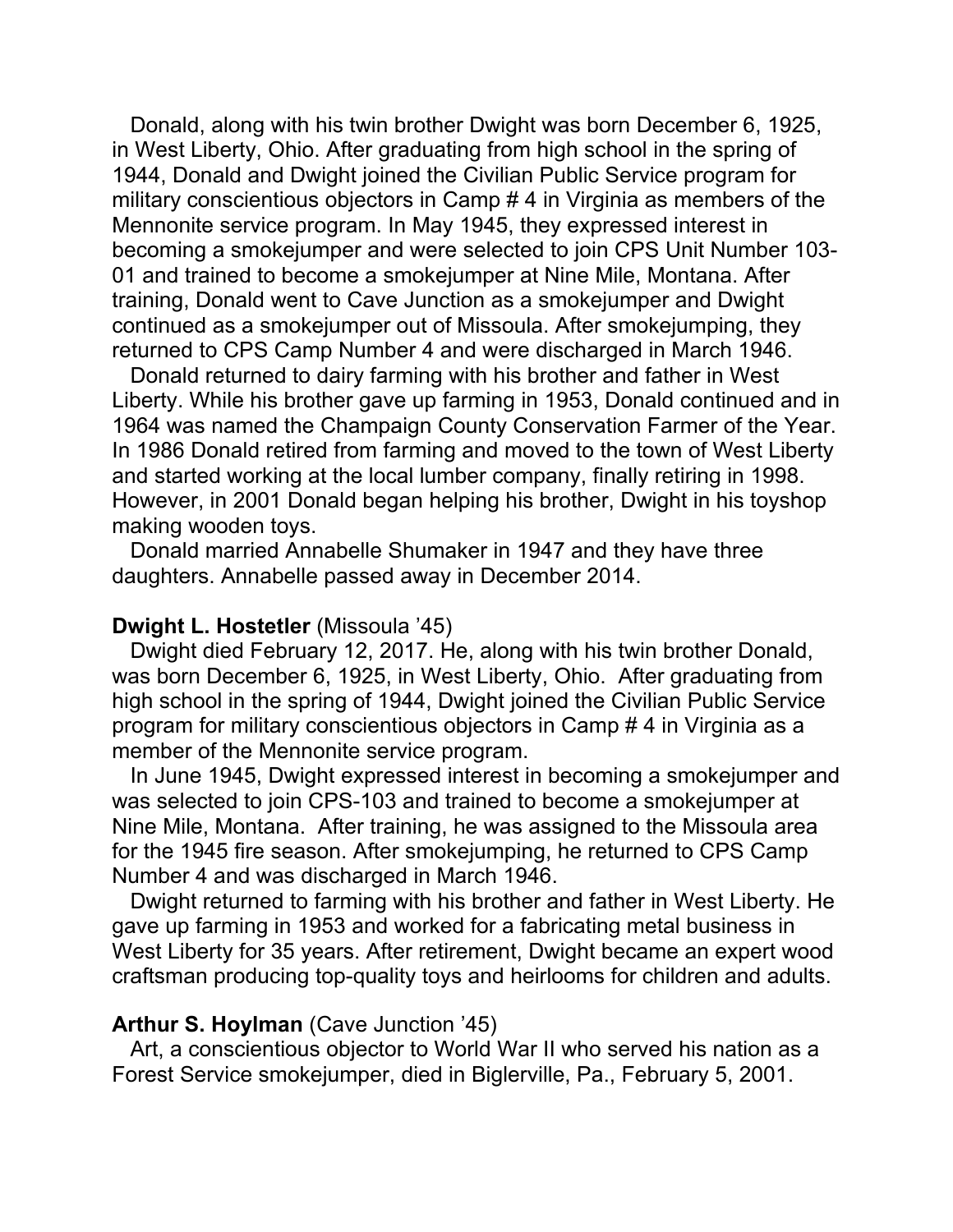Donald, along with his twin brother Dwight was born December 6, 1925, in West Liberty, Ohio. After graduating from high school in the spring of 1944, Donald and Dwight joined the Civilian Public Service program for military conscientious objectors in Camp # 4 in Virginia as members of the Mennonite service program. In May 1945, they expressed interest in becoming a smokejumper and were selected to join CPS Unit Number 103-01 and trained to become a smokejumper at Nine Mile, Montana. After training, Donald went to Cave Junction as a smokejumper and Dwight continued as a smokejumper out of Missoula. After smokejumping, they returned to CPS Camp Number 4 and were discharged in March 1946.

Donald returned to dairy farming with his brother and father in West Liberty. While his brother gave up farming in 1953, Donald continued and in 1964 was named the Champaign County Conservation Farmer of the Year. In 1986 Donald retired from farming and moved to the town of West Liberty and started working at the local lumber company, finally retiring in 1998. However, in 2001 Donald began helping his brother, Dwight in his toyshop making wooden toys.

Donald married Annabelle Shumaker in 1947 and they have three daughters. Annabelle passed away in December 2014.

**Dwight L. Hostetler** (Missoula ’45)

Dwight died February 12, 2017. He, along with his twin brother Donald, was born December 6, 1925, in West Liberty, Ohio. After graduating from high school in the spring of 1944, Dwight joined the Civilian Public Service program for military conscientious objectors in Camp # 4 in Virginia as a member of the Mennonite service program.

In June 1945, Dwight expressed interest in becoming a smokejumper and was selected to join CPS-103 and trained to become a smokejumper at Nine Mile, Montana. After training, he was assigned to the Missoula area for the 1945 fire season. After smokejumping, he returned to CPS Camp Number 4 and was discharged in March 1946.

Dwight returned to farming with his brother and father in West Liberty. He gave up farming in 1953 and worked for a fabricating metal business in West Liberty for 35 years. After retirement, Dwight became an expert wood craftsman producing top-quality toys and heirlooms for children and adults.

**Arthur S. Hoylman** (Cave Junction ’45)

Art, a conscientious objector to World War II who served his nation as a Forest Service smokejumper, died in Biglerville, Pa., February 5, 2001.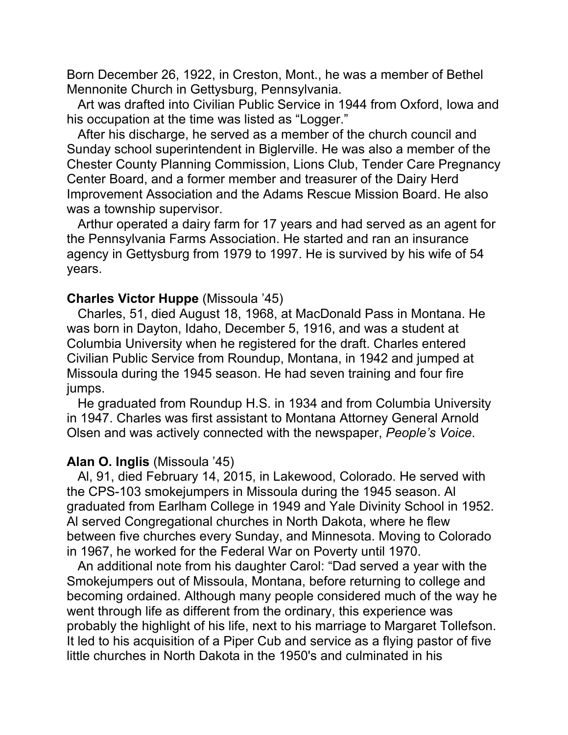Born December 26, 1922, in Creston, Mont., he was a member of Bethel Mennonite Church in Gettysburg, Pennsylvania.

Art was drafted into Civilian Public Service in 1944 from Oxford, Iowa and his occupation at the time was listed as "Logger."

After his discharge, he served as a member of the church council and Sunday school superintendent in Biglerville. He was also a member of the Chester County Planning Commission, Lions Club, Tender Care Pregnancy Center Board, and a former member and treasurer of the Dairy Herd Improvement Association and the Adams Rescue Mission Board. He also was a township supervisor.

Arthur operated a dairy farm for 17 years and had served as an agent for the Pennsylvania Farms Association. He started and ran an insurance agency in Gettysburg from 1979 to 1997. He is survived by his wife of 54 years.

**Charles Victor Huppe** (Missoula '45)

Charles, 51, died August 18, 1968, at MacDonald Pass in Montana. He was born in Dayton, Idaho, December 5, 1916, and was a student at Columbia University when he registered for the draft. Charles entered Civilian Public Service from Roundup, Montana, in 1942 and jumped at Missoula during the 1945 season. He had seven training and four fire jumps.

He graduated from Roundup H.S. in 1934 and from Columbia University in 1947. Charles was first assistant to Montana Attorney General Arnold Olsen and was actively connected with the newspaper, *People's Voice*.

**Alan O. Inglis** (Missoula '45)

Al, 91, died February 14, 2015, in Lakewood, Colorado. He served with the CPS-103 smokejumpers in Missoula during the 1945 season. Al graduated from Earlham College in 1949 and Yale Divinity School in 1952. Al served Congregational churches in North Dakota, where he flew between five churches every Sunday, and Minnesota. Moving to Colorado in 1967, he worked for the Federal War on Poverty until 1970.

An additional note from his daughter Carol: "Dad served a year with the Smokejumpers out of Missoula, Montana, before returning to college and becoming ordained. Although many people considered much of the way he went through life as different from the ordinary, this experience was probably the highlight of his life, next to his marriage to Margaret Tollefson. It led to his acquisition of a Piper Cub and service as a flying pastor of five little churches in North Dakota in the 1950's and culminated in his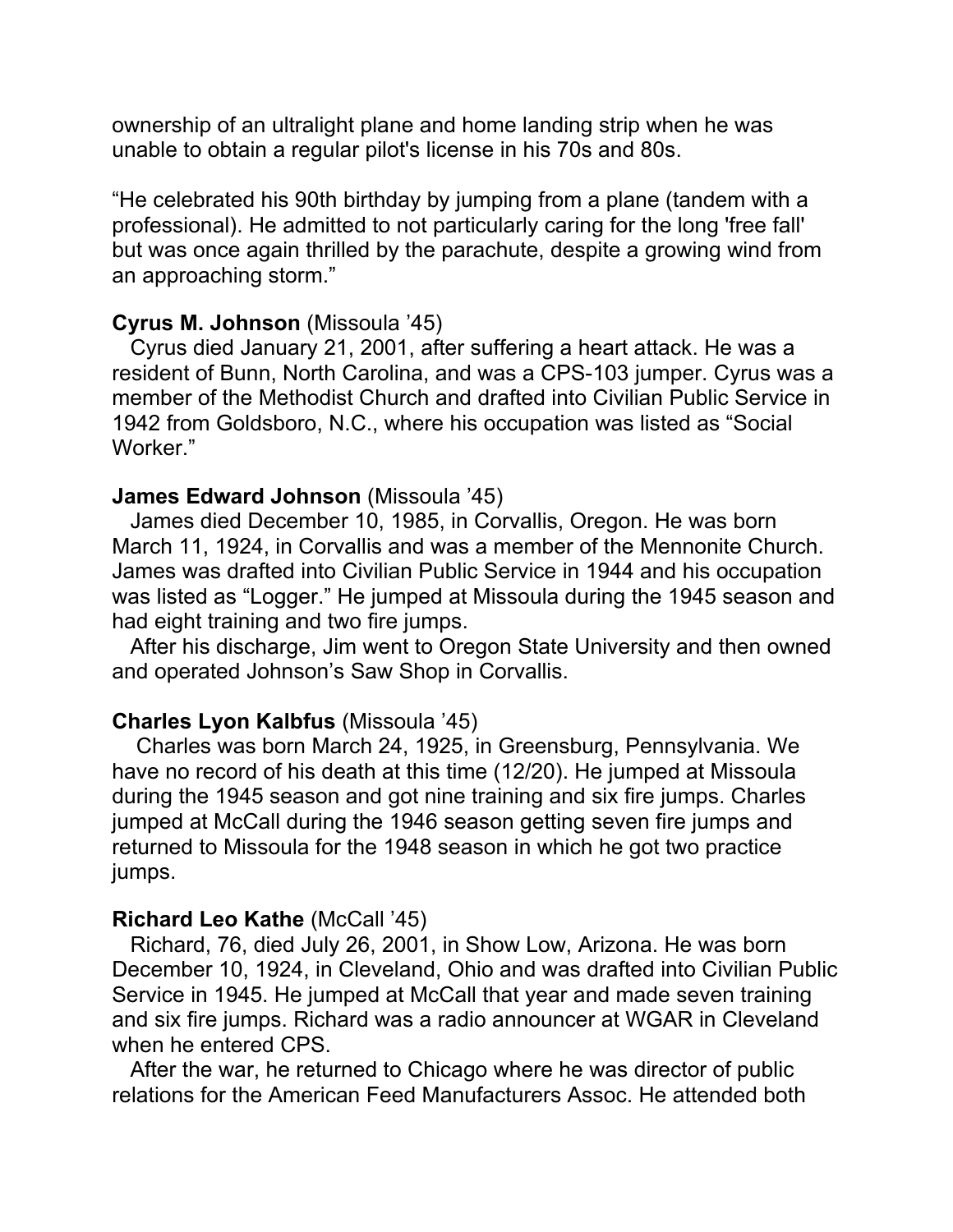ownership of an ultralight plane and home landing strip when he was unable to obtain a regular pilot's license in his 70s and 80s.

“He celebrated his 90th birthday by jumping from a plane (tandem with a professional). He admitted to not particularly caring for the long 'free fall' but was once again thrilled by the parachute, despite a growing wind from an approaching storm.”

**Cyrus M. Johnson** (Missoula ’45)

Cyrus died January 21, 2001, after suffering a heart attack. He was a resident of Bunn, North Carolina, and was a CPS-103 jumper. Cyrus was a member of the Methodist Church and drafted into Civilian Public Service in 1942 from Goldsboro, N.C., where his occupation was listed as “Social Worker.”

**James Edward Johnson** (Missoula ’45)

James died December 10, 1985, in Corvallis, Oregon. He was born March 11, 1924, in Corvallis and was a member of the Mennonite Church. James was drafted into Civilian Public Service in 1944 and his occupation was listed as “Logger.” He jumped at Missoula during the 1945 season and had eight training and two fire jumps.

After his discharge, Jim went to Oregon State University and then owned and operated Johnson’s Saw Shop in Corvallis.

**Charles Lyon Kalbfus** (Missoula ’45)

Charles was born March 24, 1925, in Greensburg, Pennsylvania. We have no record of his death at this time (12/20). He jumped at Missoula during the 1945 season and got nine training and six fire jumps. Charles jumped at McCall during the 1946 season getting seven fire jumps and returned to Missoula for the 1948 season in which he got two practice jumps.

**Richard Leo Kathe** (McCall ’45)

Richard, 76, died July 26, 2001, in Show Low, Arizona. He was born December 10, 1924, in Cleveland, Ohio and was drafted into Civilian Public Service in 1945. He jumped at McCall that year and made seven training and six fire jumps. Richard was a radio announcer at WGAR in Cleveland when he entered CPS.

After the war, he returned to Chicago where he was director of public relations for the American Feed Manufacturers Assoc. He attended both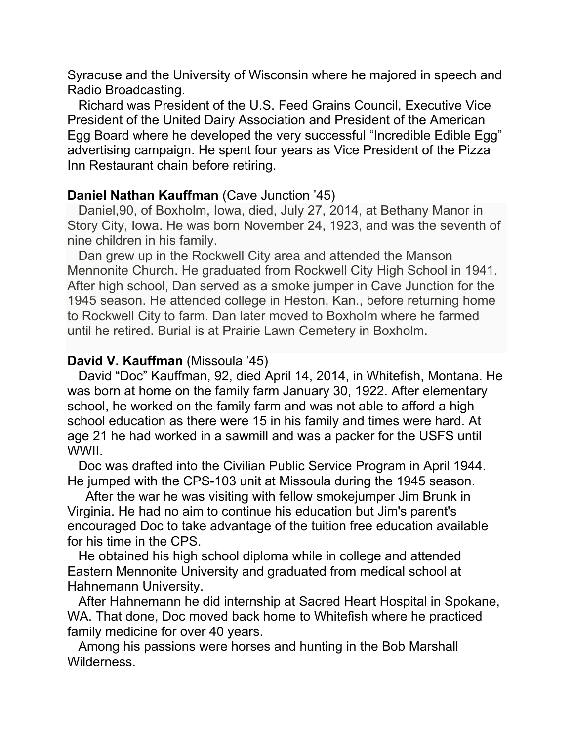Syracuse and the University of Wisconsin where he majored in speech and Radio Broadcasting.

Richard was President of the U.S. Feed Grains Council, Executive Vice President of the United Dairy Association and President of the American Egg Board where he developed the very successful "Incredible Edible Egg" advertising campaign. He spent four years as Vice President of the Pizza Inn Restaurant chain before retiring.

**Daniel Nathan Kauffman** (Cave Junction '45)

Daniel,90, of Boxholm, Iowa, died, July 27, 2014, at Bethany Manor in Story City, Iowa. He was born November 24, 1923, and was the seventh of nine children in his family.

Dan grew up in the Rockwell City area and attended the Manson Mennonite Church. He graduated from Rockwell City High School in 1941. After high school, Dan served as a smoke jumper in Cave Junction for the 1945 season. He attended college in Heston, Kan., before returning home to Rockwell City to farm. Dan later moved to Boxholm where he farmed until he retired. Burial is at Prairie Lawn Cemetery in Boxholm.

**David V. Kauffman** (Missoula '45)

David "Doc" Kauffman, 92, died April 14, 2014, in Whitefish, Montana. He was born at home on the family farm January 30, 1922. After elementary school, he worked on the family farm and was not able to afford a high school education as there were 15 in his family and times were hard. At age 21 he had worked in a sawmill and was a packer for the USFS until WWII.

Doc was drafted into the Civilian Public Service Program in April 1944. He jumped with the CPS-103 unit at Missoula during the 1945 season.

After the war he was visiting with fellow smokejumper Jim Brunk in Virginia. He had no aim to continue his education but Jim's parent's encouraged Doc to take advantage of the tuition free education available for his time in the CPS.

He obtained his high school diploma while in college and attended Eastern Mennonite University and graduated from medical school at Hahnemann University.

After Hahnemann he did internship at Sacred Heart Hospital in Spokane, WA. That done, Doc moved back home to Whitefish where he practiced family medicine for over 40 years.

Among his passions were horses and hunting in the Bob Marshall Wilderness.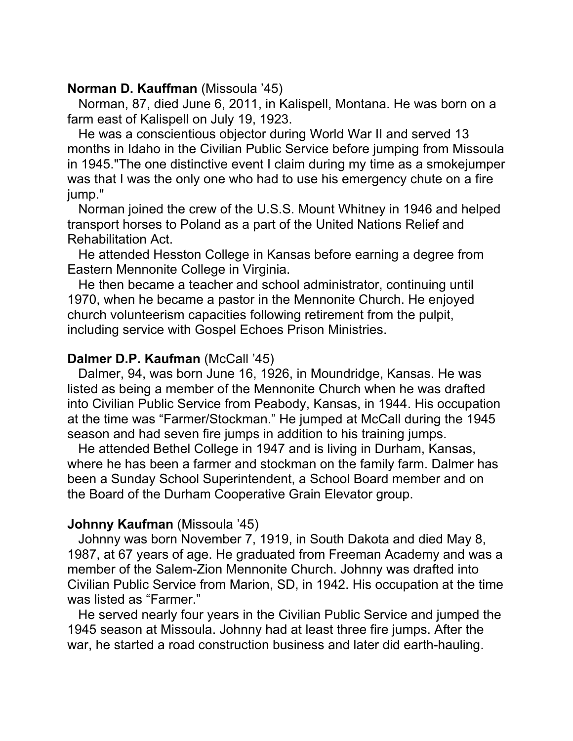**Norman D. Kauffman** (Missoula '45)

Norman, 87, died June 6, 2011, in Kalispell, Montana. He was born on a farm east of Kalispell on July 19, 1923.

He was a conscientious objector during World War II and served 13 months in Idaho in the Civilian Public Service before jumping from Missoula in 1945."The one distinctive event I claim during my time as a smokejumper was that I was the only one who had to use his emergency chute on a fire jump."

Norman joined the crew of the U.S.S. Mount Whitney in 1946 and helped transport horses to Poland as a part of the United Nations Relief and Rehabilitation Act.

He attended Hesston College in Kansas before earning a degree from Eastern Mennonite College in Virginia.

He then became a teacher and school administrator, continuing until 1970, when he became a pastor in the Mennonite Church. He enjoyed church volunteerism capacities following retirement from the pulpit, including service with Gospel Echoes Prison Ministries.

**Dalmer D.P. Kaufman** (McCall '45)

Dalmer, 94, was born June 16, 1926, in Moundridge, Kansas. He was listed as being a member of the Mennonite Church when he was drafted into Civilian Public Service from Peabody, Kansas, in 1944. His occupation at the time was "Farmer/Stockman." He jumped at McCall during the 1945 season and had seven fire jumps in addition to his training jumps.

He attended Bethel College in 1947 and is living in Durham, Kansas, where he has been a farmer and stockman on the family farm. Dalmer has been a Sunday School Superintendent, a School Board member and on the Board of the Durham Cooperative Grain Elevator group.

**Johnny Kaufman** (Missoula '45)

Johnny was born November 7, 1919, in South Dakota and died May 8, 1987, at 67 years of age. He graduated from Freeman Academy and was a member of the Salem-Zion Mennonite Church. Johnny was drafted into Civilian Public Service from Marion, SD, in 1942. His occupation at the time was listed as "Farmer."

He served nearly four years in the Civilian Public Service and jumped the 1945 season at Missoula. Johnny had at least three fire jumps. After the war, he started a road construction business and later did earth-hauling.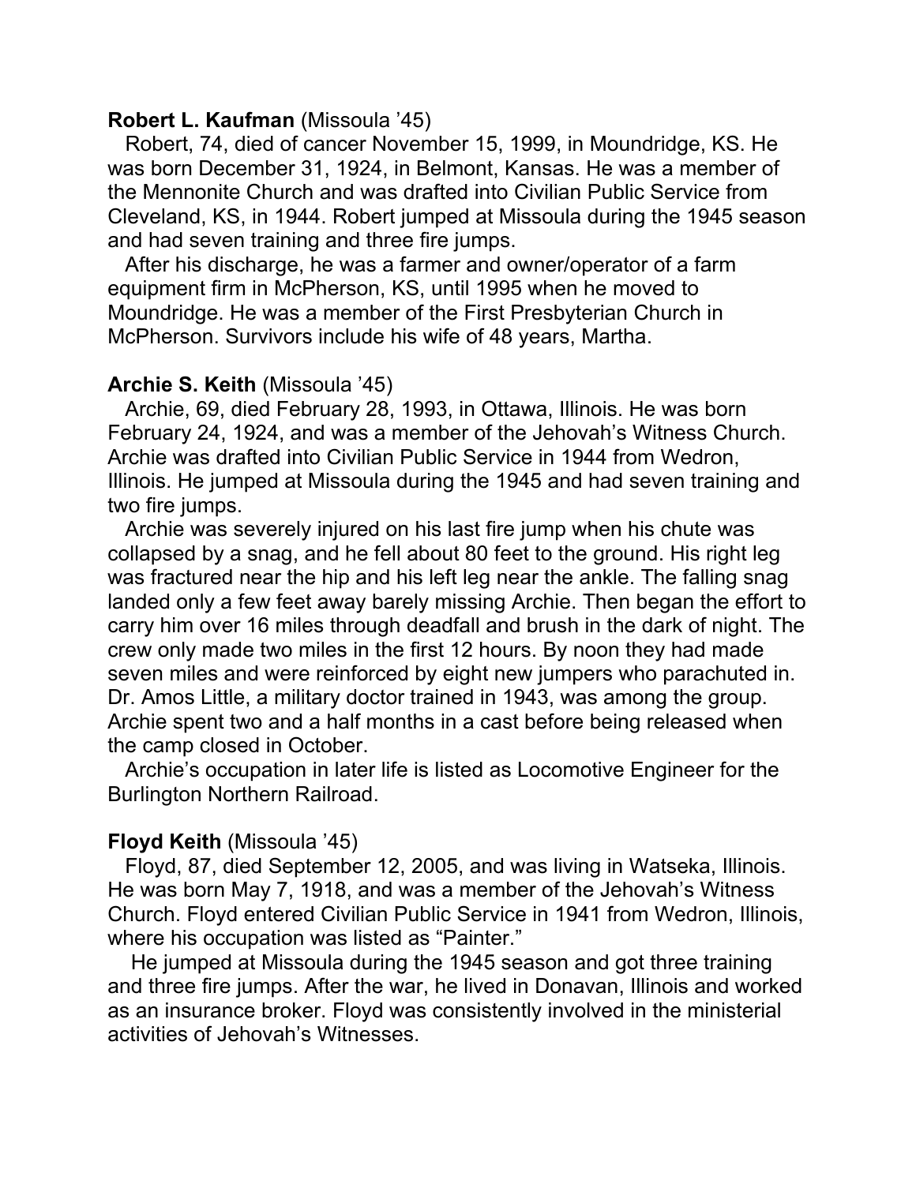**Robert L. Kaufman** (Missoula '45)

Robert, 74, died of cancer November 15, 1999, in Moundridge, KS. He was born December 31, 1924, in Belmont, Kansas. He was a member of the Mennonite Church and was drafted into Civilian Public Service from Cleveland, KS, in 1944. Robert jumped at Missoula during the 1945 season and had seven training and three fire jumps.

After his discharge, he was a farmer and owner/operator of a farm equipment firm in McPherson, KS, until 1995 when he moved to Moundridge. He was a member of the First Presbyterian Church in McPherson. Survivors include his wife of 48 years, Martha.

**Archie S. Keith** (Missoula '45)

Archie, 69, died February 28, 1993, in Ottawa, Illinois. He was born February 24, 1924, and was a member of the Jehovah's Witness Church. Archie was drafted into Civilian Public Service in 1944 from Wedron, Illinois. He jumped at Missoula during the 1945 and had seven training and two fire jumps.

Archie was severely injured on his last fire jump when his chute was collapsed by a snag, and he fell about 80 feet to the ground. His right leg was fractured near the hip and his left leg near the ankle. The falling snag landed only a few feet away barely missing Archie. Then began the effort to carry him over 16 miles through deadfall and brush in the dark of night. The crew only made two miles in the first 12 hours. By noon they had made seven miles and were reinforced by eight new jumpers who parachuted in. Dr. Amos Little, a military doctor trained in 1943, was among the group. Archie spent two and a half months in a cast before being released when the camp closed in October.

Archie's occupation in later life is listed as Locomotive Engineer for the Burlington Northern Railroad.

**Floyd Keith** (Missoula '45)

Floyd, 87, died September 12, 2005, and was living in Watseka, Illinois. He was born May 7, 1918, and was a member of the Jehovah's Witness Church. Floyd entered Civilian Public Service in 1941 from Wedron, Illinois, where his occupation was listed as "Painter."

He jumped at Missoula during the 1945 season and got three training and three fire jumps. After the war, he lived in Donavan, Illinois and worked as an insurance broker. Floyd was consistently involved in the ministerial activities of Jehovah's Witnesses.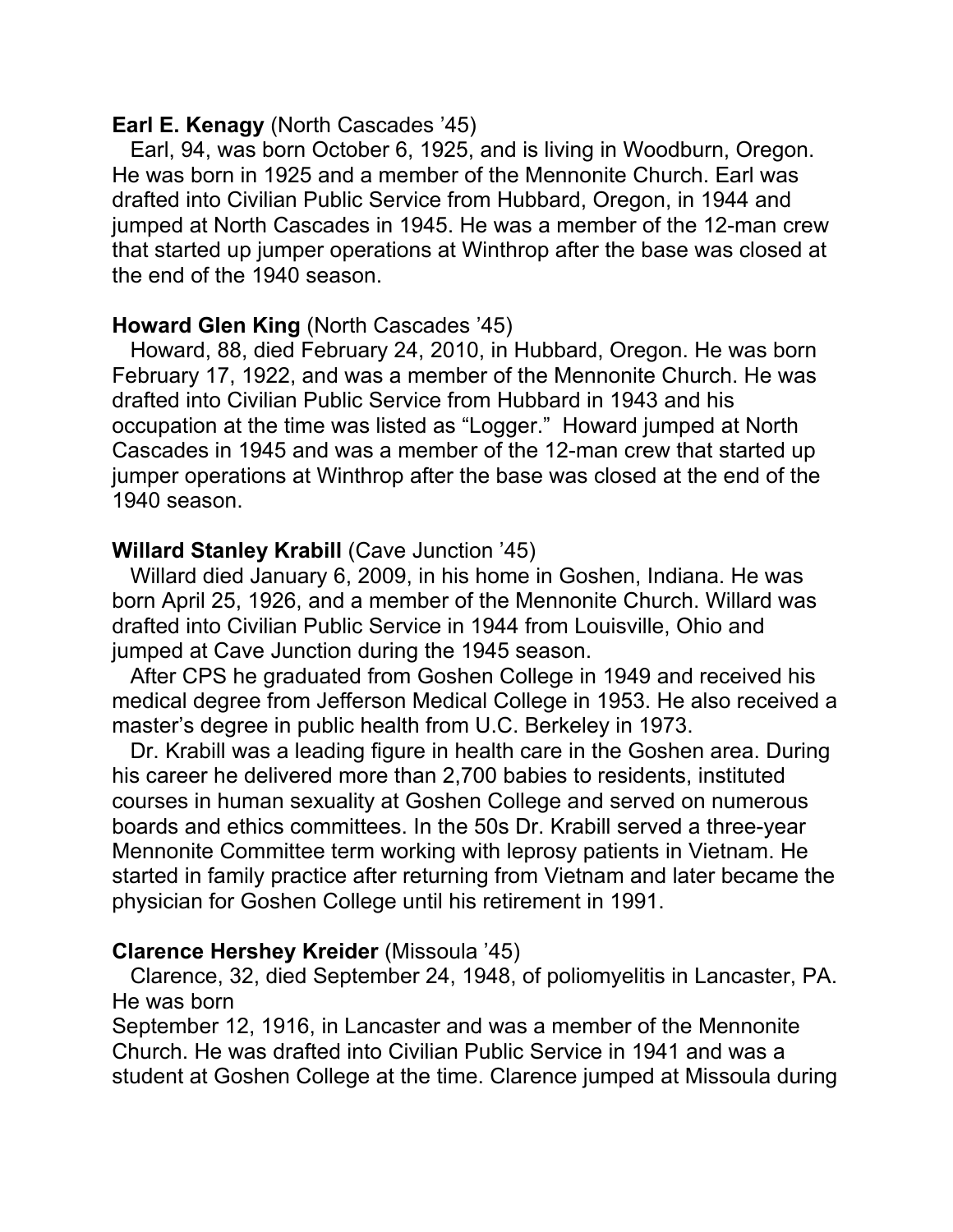**Earl E. Kenagy** (North Cascades '45)

Earl, 94, was born October 6, 1925, and is living in Woodburn, Oregon. He was born in 1925 and a member of the Mennonite Church. Earl was drafted into Civilian Public Service from Hubbard, Oregon, in 1944 and jumped at North Cascades in 1945. He was a member of the 12-man crew that started up jumper operations at Winthrop after the base was closed at the end of the 1940 season.

**Howard Glen King** (North Cascades '45)

Howard, 88, died February 24, 2010, in Hubbard, Oregon. He was born February 17, 1922, and was a member of the Mennonite Church. He was drafted into Civilian Public Service from Hubbard in 1943 and his occupation at the time was listed as "Logger." Howard jumped at North Cascades in 1945 and was a member of the 12-man crew that started up jumper operations at Winthrop after the base was closed at the end of the 1940 season.

**Willard Stanley Krabill** (Cave Junction '45)

Willard died January 6, 2009, in his home in Goshen, Indiana. He was born April 25, 1926, and a member of the Mennonite Church. Willard was drafted into Civilian Public Service in 1944 from Louisville, Ohio and jumped at Cave Junction during the 1945 season.

After CPS he graduated from Goshen College in 1949 and received his medical degree from Jefferson Medical College in 1953. He also received a master's degree in public health from U.C. Berkeley in 1973.

Dr. Krabill was a leading figure in health care in the Goshen area. During his career he delivered more than 2,700 babies to residents, instituted courses in human sexuality at Goshen College and served on numerous boards and ethics committees. In the 50s Dr. Krabill served a three-year Mennonite Committee term working with leprosy patients in Vietnam. He started in family practice after returning from Vietnam and later became the physician for Goshen College until his retirement in 1991.

**Clarence Hershey Kreider** (Missoula '45)

Clarence, 32, died September 24, 1948, of poliomyelitis in Lancaster, PA. He was born September 12, 1916, in Lancaster and was a member of the Mennonite Church. He was drafted into Civilian Public Service in 1941 and was a student at Goshen College at the time. Clarence jumped at Missoula during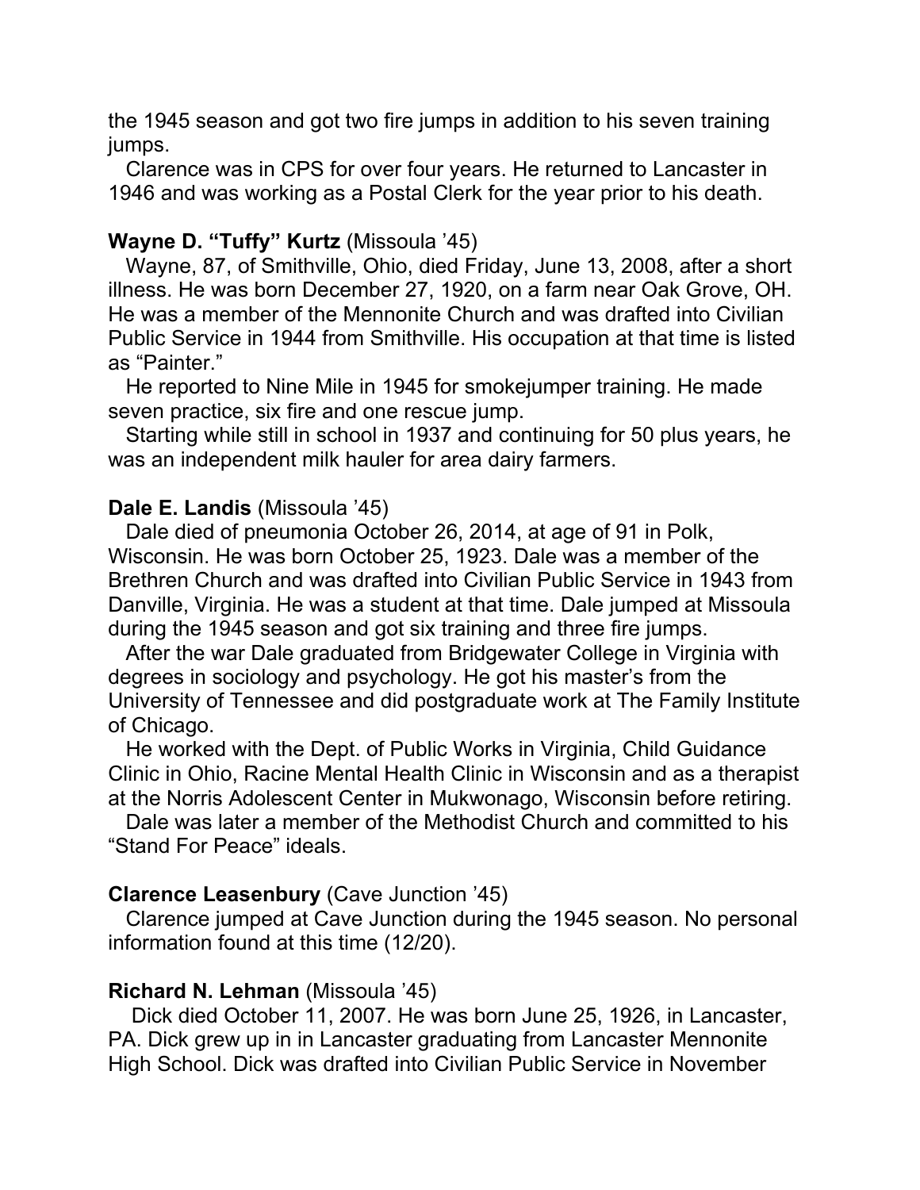the 1945 season and got two fire jumps in addition to his seven training jumps.

Clarence was in CPS for over four years. He returned to Lancaster in 1946 and was working as a Postal Clerk for the year prior to his death.

**Wayne D. "Tuffy" Kurtz** (Missoula '45)

Wayne, 87, of Smithville, Ohio, died Friday, June 13, 2008, after a short illness. He was born December 27, 1920, on a farm near Oak Grove, OH. He was a member of the Mennonite Church and was drafted into Civilian Public Service in 1944 from Smithville. His occupation at that time is listed as "Painter."

He reported to Nine Mile in 1945 for smokejumper training. He made seven practice, six fire and one rescue jump.

Starting while still in school in 1937 and continuing for 50 plus years, he was an independent milk hauler for area dairy farmers.

**Dale E. Landis** (Missoula '45)

Dale died of pneumonia October 26, 2014, at age of 91 in Polk, Wisconsin. He was born October 25, 1923. Dale was a member of the Brethren Church and was drafted into Civilian Public Service in 1943 from Danville, Virginia. He was a student at that time. Dale jumped at Missoula during the 1945 season and got six training and three fire jumps.

After the war Dale graduated from Bridgewater College in Virginia with degrees in sociology and psychology. He got his master's from the University of Tennessee and did postgraduate work at The Family Institute of Chicago.

He worked with the Dept. of Public Works in Virginia, Child Guidance Clinic in Ohio, Racine Mental Health Clinic in Wisconsin and as a therapist at the Norris Adolescent Center in Mukwonago, Wisconsin before retiring.

Dale was later a member of the Methodist Church and committed to his "Stand For Peace" ideals.

**Clarence Leasenbury** (Cave Junction '45)

Clarence jumped at Cave Junction during the 1945 season. No personal information found at this time (12/20).

**Richard N. Lehman** (Missoula '45)

Dick died October 11, 2007. He was born June 25, 1926, in Lancaster, PA. Dick grew up in in Lancaster graduating from Lancaster Mennonite High School. Dick was drafted into Civilian Public Service in November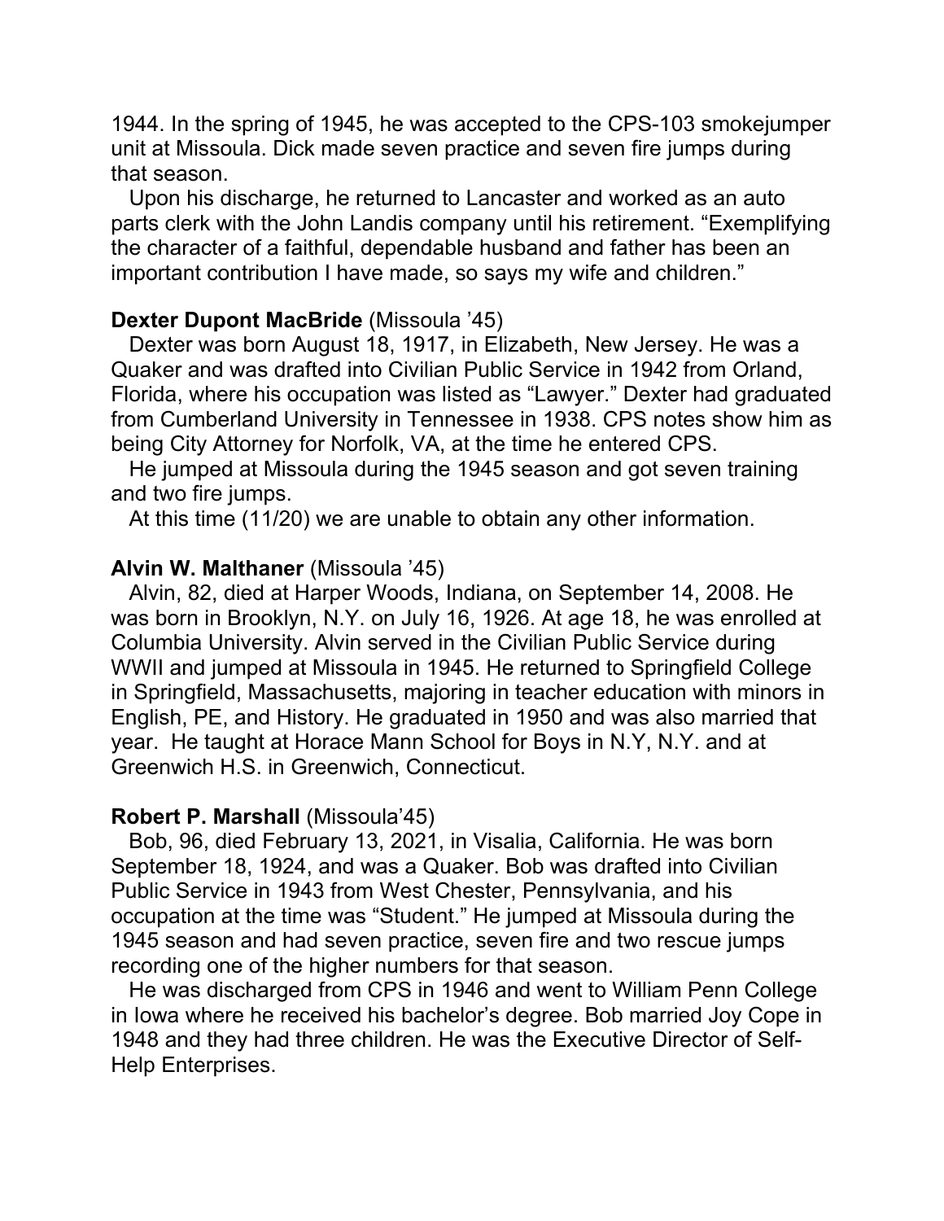1944. In the spring of 1945, he was accepted to the CPS-103 smokejumper unit at Missoula. Dick made seven practice and seven fire jumps during that season.

Upon his discharge, he returned to Lancaster and worked as an auto parts clerk with the John Landis company until his retirement. “Exemplifying the character of a faithful, dependable husband and father has been an important contribution I have made, so says my wife and children.”

**Dexter Dupont MacBride** (Missoula ’45)

Dexter was born August 18, 1917, in Elizabeth, New Jersey. He was a Quaker and was drafted into Civilian Public Service in 1942 from Orland, Florida, where his occupation was listed as “Lawyer.” Dexter had graduated from Cumberland University in Tennessee in 1938. CPS notes show him as being City Attorney for Norfolk, VA, at the time he entered CPS.

He jumped at Missoula during the 1945 season and got seven training and two fire jumps.

At this time (11/20) we are unable to obtain any other information.

**Alvin W. Malthaner** (Missoula ’45)

Alvin, 82, died at Harper Woods, Indiana, on September 14, 2008. He was born in Brooklyn, N.Y. on July 16, 1926. At age 18, he was enrolled at Columbia University. Alvin served in the Civilian Public Service during WWII and jumped at Missoula in 1945. He returned to Springfield College in Springfield, Massachusetts, majoring in teacher education with minors in English, PE, and History. He graduated in 1950 and was also married that year. He taught at Horace Mann School for Boys in N.Y, N.Y. and at Greenwich H.S. in Greenwich, Connecticut.

**Robert P. Marshall** (Missoula’45)

Bob, 96, died February 13, 2021, in Visalia, California. He was born September 18, 1924, and was a Quaker. Bob was drafted into Civilian Public Service in 1943 from West Chester, Pennsylvania, and his occupation at the time was “Student.” He jumped at Missoula during the 1945 season and had seven practice, seven fire and two rescue jumps recording one of the higher numbers for that season.

He was discharged from CPS in 1946 and went to William Penn College in Iowa where he received his bachelor’s degree. Bob married Joy Cope in 1948 and they had three children. He was the Executive Director of Self-Help Enterprises.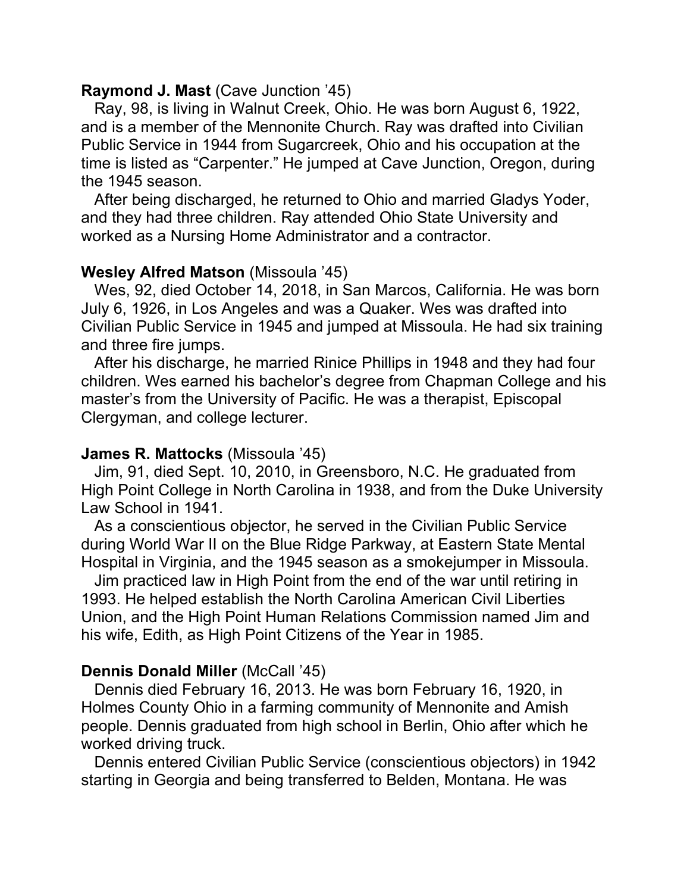**Raymond J. Mast** (Cave Junction ’45)

Ray, 98, is living in Walnut Creek, Ohio. He was born August 6, 1922, and is a member of the Mennonite Church. Ray was drafted into Civilian Public Service in 1944 from Sugarcreek, Ohio and his occupation at the time is listed as “Carpenter.” He jumped at Cave Junction, Oregon, during the 1945 season.

After being discharged, he returned to Ohio and married Gladys Yoder, and they had three children. Ray attended Ohio State University and worked as a Nursing Home Administrator and a contractor.

**Wesley Alfred Matson** (Missoula ’45)

Wes, 92, died October 14, 2018, in San Marcos, California. He was born July 6, 1926, in Los Angeles and was a Quaker. Wes was drafted into Civilian Public Service in 1945 and jumped at Missoula. He had six training and three fire jumps.

After his discharge, he married Rinice Phillips in 1948 and they had four children. Wes earned his bachelor’s degree from Chapman College and his master’s from the University of Pacific. He was a therapist, Episcopal Clergyman, and college lecturer.

**James R. Mattocks** (Missoula ’45)

Jim, 91, died Sept. 10, 2010, in Greensboro, N.C. He graduated from High Point College in North Carolina in 1938, and from the Duke University Law School in 1941.

As a conscientious objector, he served in the Civilian Public Service during World War II on the Blue Ridge Parkway, at Eastern State Mental Hospital in Virginia, and the 1945 season as a smokejumper in Missoula.

Jim practiced law in High Point from the end of the war until retiring in 1993. He helped establish the North Carolina American Civil Liberties Union, and the High Point Human Relations Commission named Jim and his wife, Edith, as High Point Citizens of the Year in 1985.

**Dennis Donald Miller** (McCall ’45)

Dennis died February 16, 2013. He was born February 16, 1920, in Holmes County Ohio in a farming community of Mennonite and Amish people. Dennis graduated from high school in Berlin, Ohio after which he worked driving truck.

Dennis entered Civilian Public Service (conscientious objectors) in 1942 starting in Georgia and being transferred to Belden, Montana. He was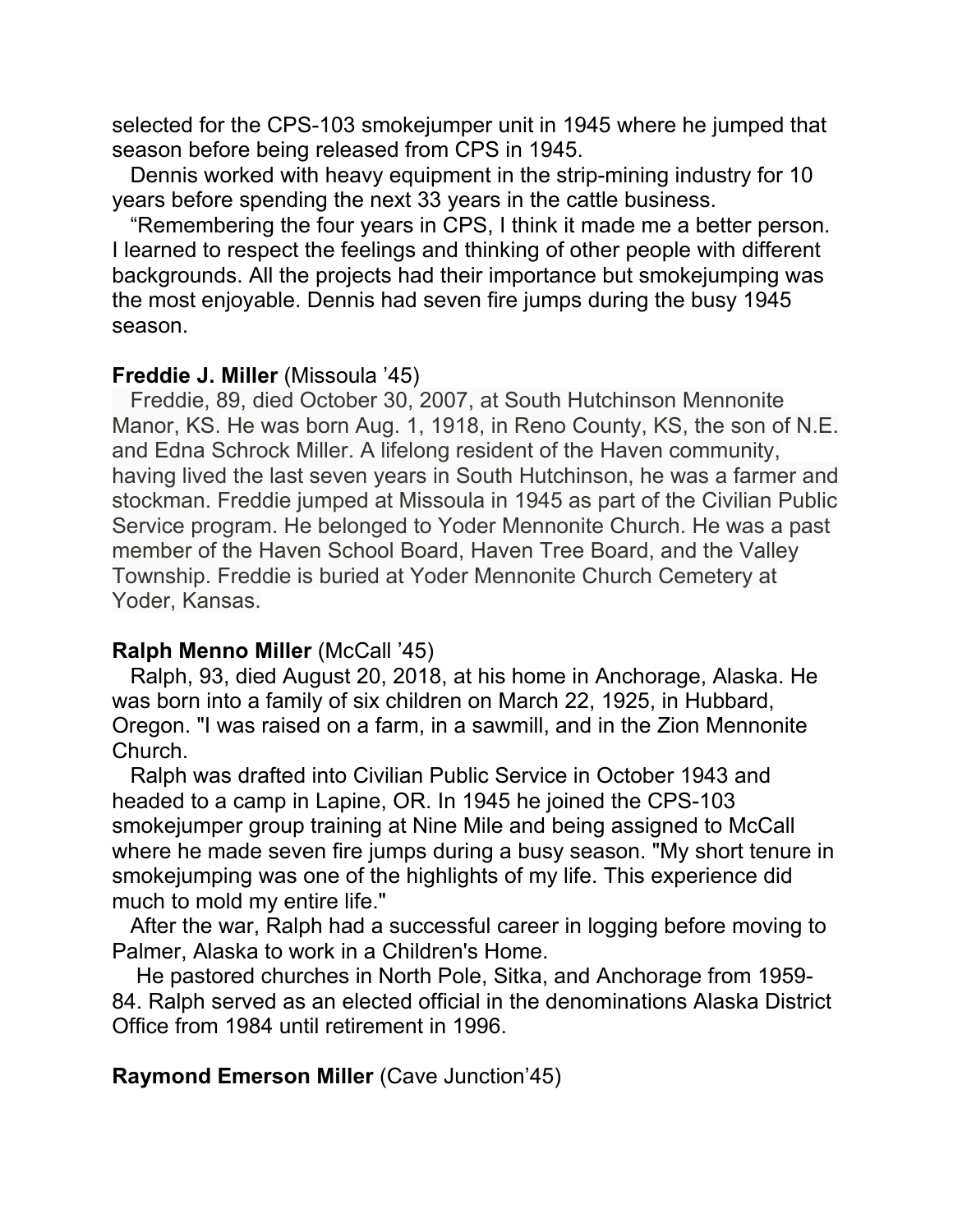selected for the CPS-103 smokejumper unit in 1945 where he jumped that season before being released from CPS in 1945.

Dennis worked with heavy equipment in the strip-mining industry for 10 years before spending the next 33 years in the cattle business.

"Remembering the four years in CPS, I think it made me a better person. I learned to respect the feelings and thinking of other people with different backgrounds. All the projects had their importance but smokejumping was the most enjoyable. Dennis had seven fire jumps during the busy 1945 season.

**Freddie J. Miller** (Missoula '45)

Freddie, 89, died October 30, 2007, at South Hutchinson Mennonite Manor, KS. He was born Aug. 1, 1918, in Reno County, KS, the son of N.E. and Edna Schrock Miller. A lifelong resident of the Haven community, having lived the last seven years in South Hutchinson, he was a farmer and stockman. Freddie jumped at Missoula in 1945 as part of the Civilian Public Service program. He belonged to Yoder Mennonite Church. He was a past member of the Haven School Board, Haven Tree Board, and the Valley Township. Freddie is buried at Yoder Mennonite Church Cemetery at Yoder, Kansas.

**Ralph Menno Miller** (McCall '45)

Ralph, 93, died August 20, 2018, at his home in Anchorage, Alaska. He was born into a family of six children on March 22, 1925, in Hubbard, Oregon. "I was raised on a farm, in a sawmill, and in the Zion Mennonite Church.

Ralph was drafted into Civilian Public Service in October 1943 and headed to a camp in Lapine, OR. In 1945 he joined the CPS-103 smokejumper group training at Nine Mile and being assigned to McCall where he made seven fire jumps during a busy season. "My short tenure in smokejumping was one of the highlights of my life. This experience did much to mold my entire life."

After the war, Ralph had a successful career in logging before moving to Palmer, Alaska to work in a Children's Home.

He pastored churches in North Pole, Sitka, and Anchorage from 1959-84. Ralph served as an elected official in the denominations Alaska District Office from 1984 until retirement in 1996.

**Raymond Emerson Miller** (Cave Junction'45)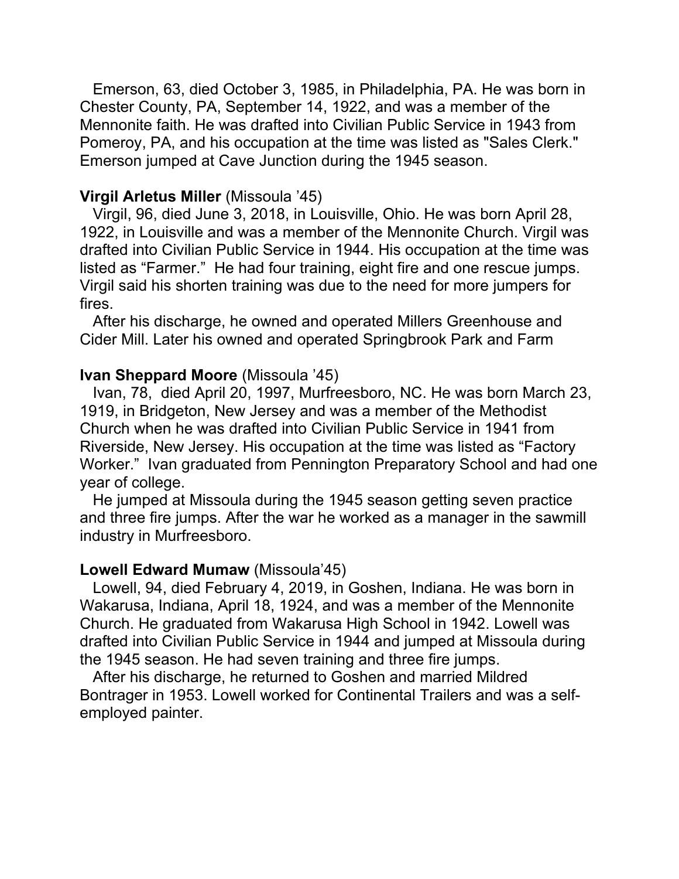Emerson, 63, died October 3, 1985, in Philadelphia, PA. He was born in Chester County, PA, September 14, 1922, and was a member of the Mennonite faith. He was drafted into Civilian Public Service in 1943 from Pomeroy, PA, and his occupation at the time was listed as "Sales Clerk." Emerson jumped at Cave Junction during the 1945 season.

**Virgil Arletus Miller** (Missoula '45)

Virgil, 96, died June 3, 2018, in Louisville, Ohio. He was born April 28, 1922, in Louisville and was a member of the Mennonite Church. Virgil was drafted into Civilian Public Service in 1944. His occupation at the time was listed as "Farmer." He had four training, eight fire and one rescue jumps. Virgil said his shorten training was due to the need for more jumpers for fires.

After his discharge, he owned and operated Millers Greenhouse and Cider Mill. Later his owned and operated Springbrook Park and Farm

**Ivan Sheppard Moore** (Missoula '45)

Ivan, 78, died April 20, 1997, Murfreesboro, NC. He was born March 23, 1919, in Bridgeton, New Jersey and was a member of the Methodist Church when he was drafted into Civilian Public Service in 1941 from Riverside, New Jersey. His occupation at the time was listed as "Factory Worker." Ivan graduated from Pennington Preparatory School and had one year of college.

He jumped at Missoula during the 1945 season getting seven practice and three fire jumps. After the war he worked as a manager in the sawmill industry in Murfreesboro.

**Lowell Edward Mumaw** (Missoula'45)

Lowell, 94, died February 4, 2019, in Goshen, Indiana. He was born in Wakarusa, Indiana, April 18, 1924, and was a member of the Mennonite Church. He graduated from Wakarusa High School in 1942. Lowell was drafted into Civilian Public Service in 1944 and jumped at Missoula during the 1945 season. He had seven training and three fire jumps.

After his discharge, he returned to Goshen and married Mildred Bontrager in 1953. Lowell worked for Continental Trailers and was a self-employed painter.